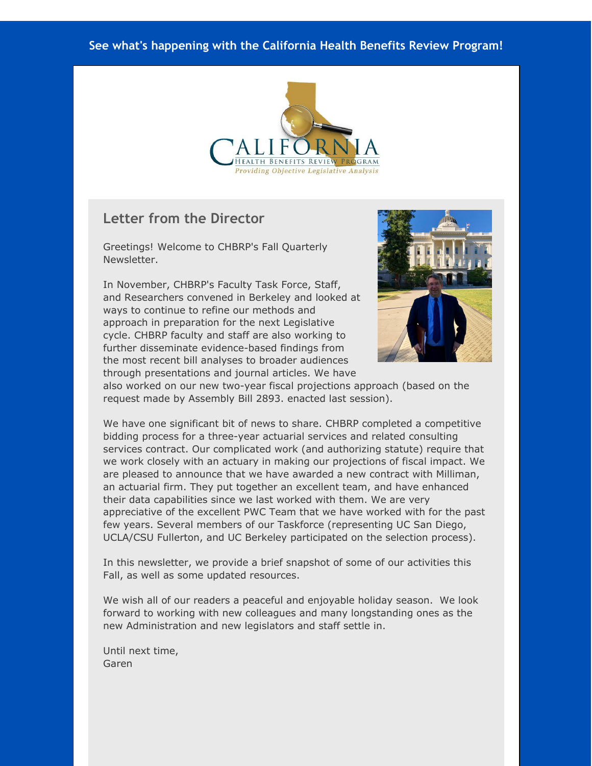See what's happening with the California Health Benefits Review Program!

CALIFORNIA
HEALTH BENEFITS REVIEW PROGRAM
*Providing Objective Legislative Analysis*

## Letter from the Director

Greetings! Welcome to CHBRP's Fall Quarterly Newsletter.

In November, CHBRP's Faculty Task Force, Staff, and Researchers convened in Berkeley and looked at ways to continue to refine our methods and approach in preparation for the next Legislative cycle. CHBRP faculty and staff are also working to further disseminate evidence-based findings from the most recent bill analyses to broader audiences through presentations and journal articles. We have also worked on our new two-year fiscal projections approach (based on the request made by Assembly Bill 2893. enacted last session).

We have one significant bit of news to share. CHBRP completed a competitive bidding process for a three-year actuarial services and related consulting services contract. Our complicated work (and authorizing statute) require that we work closely with an actuary in making our projections of fiscal impact. We are pleased to announce that we have awarded a new contract with Milliman, an actuarial firm. They put together an excellent team, and have enhanced their data capabilities since we last worked with them. We are very appreciative of the excellent PWC Team that we have worked with for the past few years. Several members of our Taskforce (representing UC San Diego, UCLA/CSU Fullerton, and UC Berkeley participated on the selection process).

In this newsletter, we provide a brief snapshot of some of our activities this Fall, as well as some updated resources.

We wish all of our readers a peaceful and enjoyable holiday season. We look forward to working with new colleagues and many longstanding ones as the new Administration and new legislators and staff settle in.

Until next time,
Garen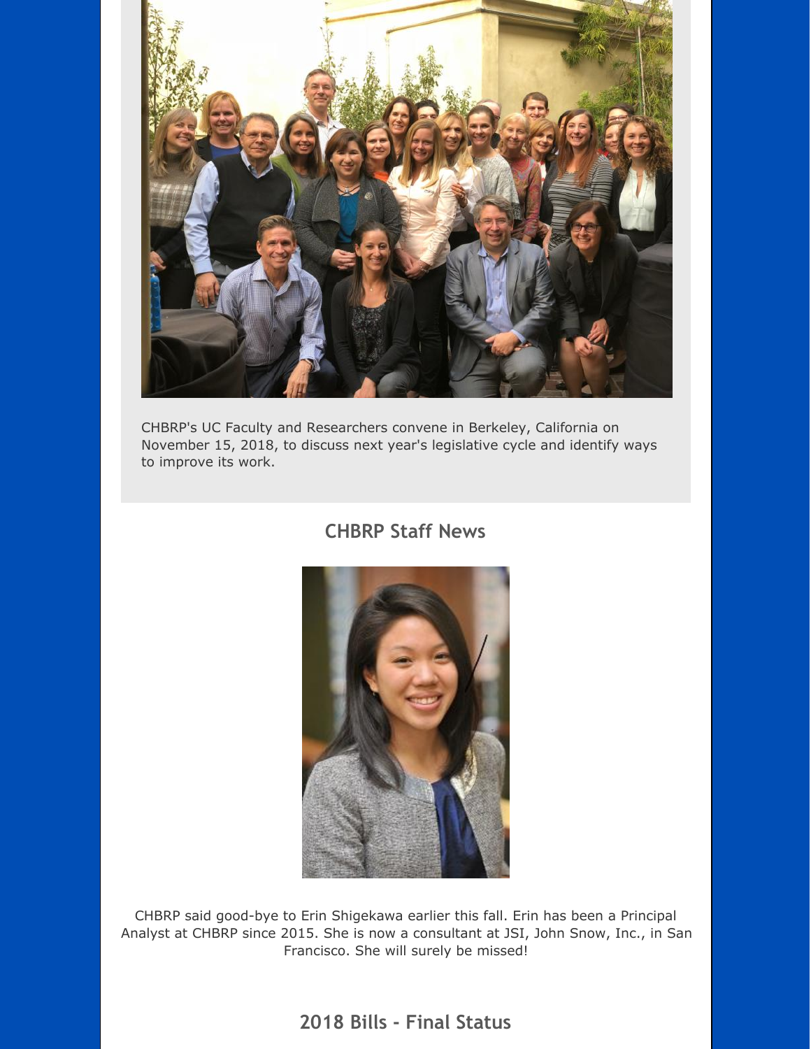CHBRP's UC Faculty and Researchers convene in Berkeley, California on November 15, 2018, to discuss next year's legislative cycle and identify ways to improve its work.

## CHBRP Staff News

CHBRP said good-bye to Erin Shigekawa earlier this fall. Erin has been a Principal Analyst at CHBRP since 2015. She is now a consultant at JSI, John Snow, Inc., in San Francisco. She will surely be missed!

## 2018 Bills - Final Status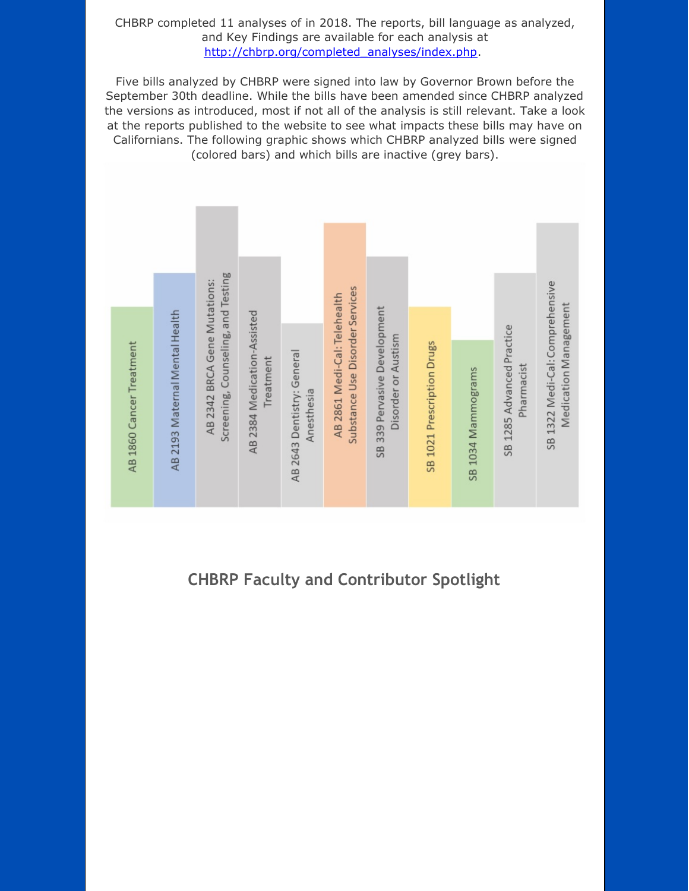CHBRP completed 11 analyses of in 2018. The reports, bill language as analyzed, and Key Findings are available for each analysis at http://chbrp.org/completed_analyses/index.php.

Five bills analyzed by CHBRP were signed into law by Governor Brown before the September 30th deadline. While the bills have been amended since CHBRP analyzed the versions as introduced, most if not all of the analysis is still relevant. Take a look at the reports published to the website to see what impacts these bills may have on Californians. The following graphic shows which CHBRP analyzed bills were signed (colored bars) and which bills are inactive (grey bars).

- AB 1860 Cancer Treatment
- AB 2193 Maternal Mental Health
- AB 2342 BRCA Gene Mutations: Screening, Counseling, and Testing
- AB 2384 Medication-Assisted Treatment
- AB 2643 Dentistry: General Anesthesia
- AB 2861 Medi-Cal: Telehealth Substance Use Disorder Services
- SB 339 Pervasive Development Disorder or Austism
- SB 1021 Prescription Drugs
- SB 1034 Mammograms
- SB 1285 Advanced Practice Pharmacist
- SB 1322 Medi-Cal: Comprehensive Medication Management

## CHBRP Faculty and Contributor Spotlight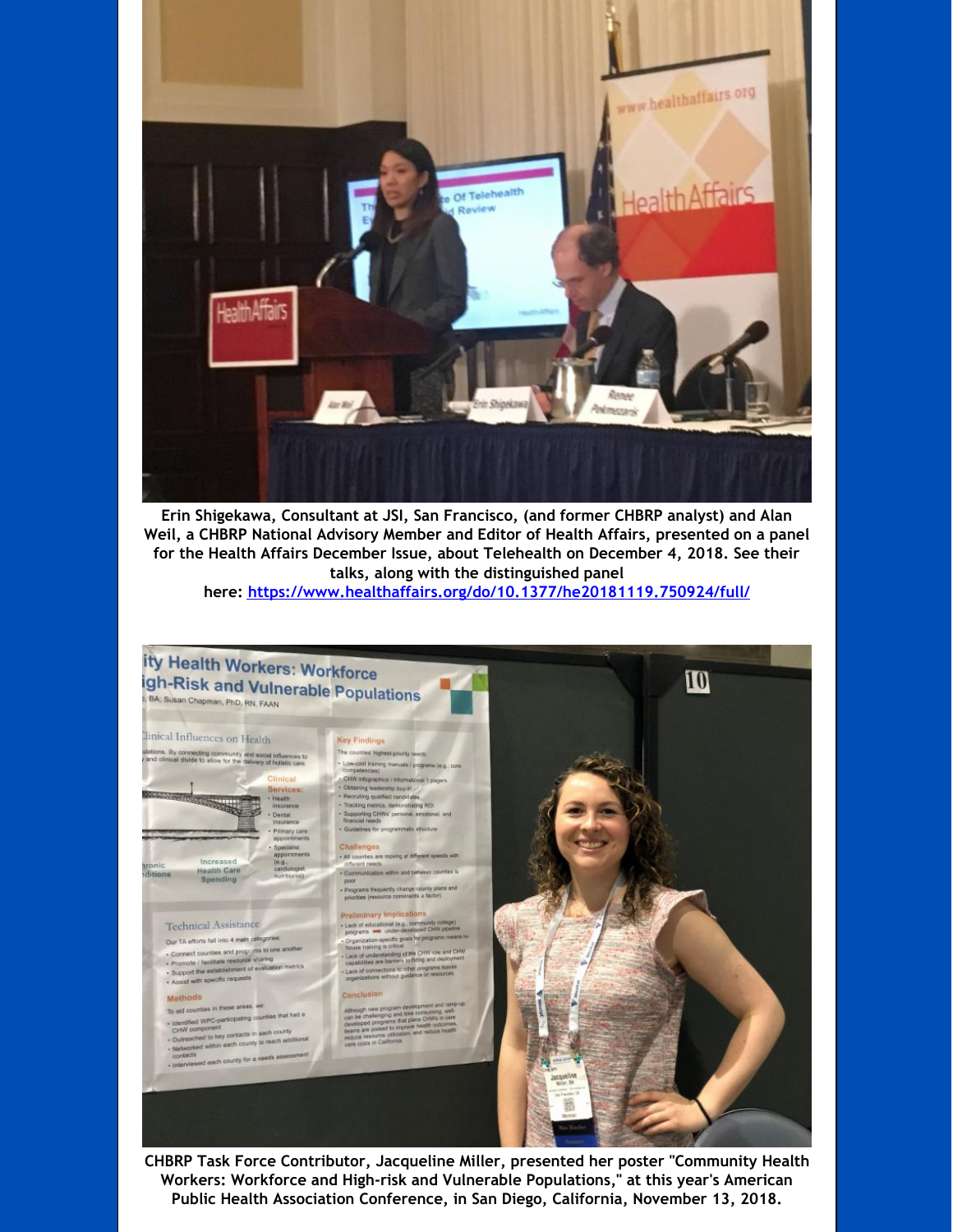**Erin Shigekawa, Consultant at JSI, San Francisco, (and former CHBRP analyst) and Alan Weil, a CHBRP National Advisory Member and Editor of Health Affairs, presented on a panel for the Health Affairs December Issue, about Telehealth on December 4, 2018. See their talks, along with the distinguished panel here: https://www.healthaffairs.org/do/10.1377/he20181119.750924/full/**

**CHBRP Task Force Contributor, Jacqueline Miller, presented her poster "Community Health Workers: Workforce and High-risk and Vulnerable Populations," at this year's American Public Health Association Conference, in San Diego, California, November 13, 2018.**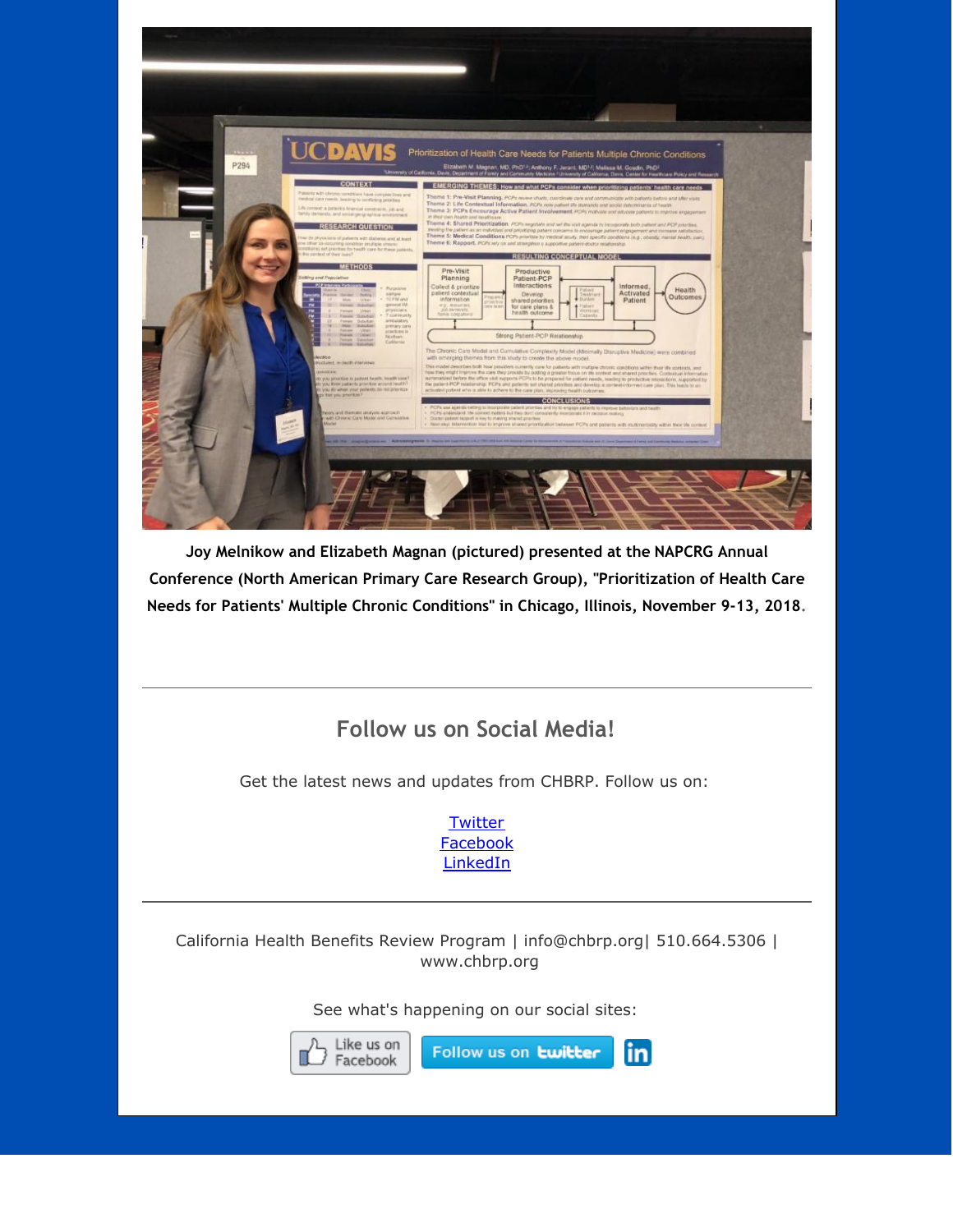**Joy Melnikow and Elizabeth Magnan (pictured) presented at the NAPCRG Annual Conference (North American Primary Care Research Group), "Prioritization of Health Care Needs for Patients' Multiple Chronic Conditions" in Chicago, Illinois, November 9-13, 2018.**

## Follow us on Social Media!

Get the latest news and updates from CHBRP. Follow us on:

Twitter
Facebook
LinkedIn

California Health Benefits Review Program | info@chbrp.org| 510.664.5306 | www.chbrp.org

See what's happening on our social sites:

Like us on Facebook | Follow us on twitter | in